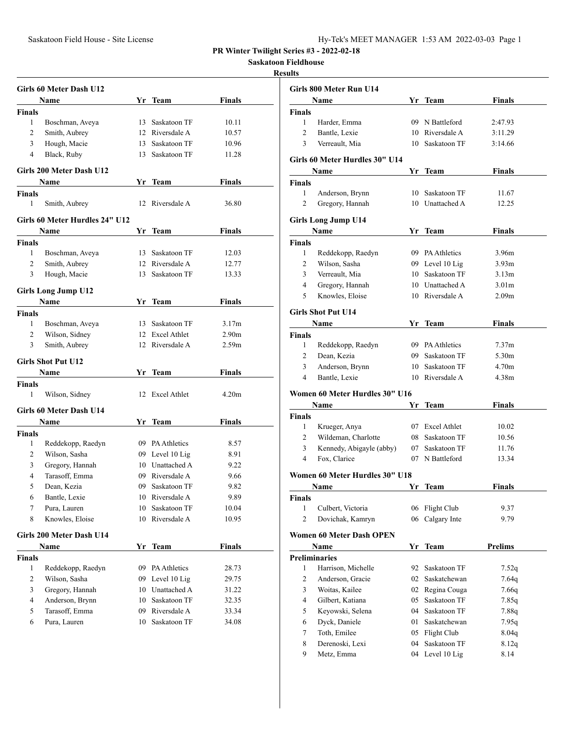# PR Winter Twilight Series #3 - 2022-02-18

## Saskatoon Fieldhouse

### Results

#### Girls 60 Meter Dash U12

| | Name | Yr | Team | Finals |
|---|---|---|---|---|
| **Finals** | | | | |
| 1 | Boschman, Aveya | 13 | Saskatoon TF | 10.11 |
| 2 | Smith, Aubrey | 12 | Riversdale A | 10.57 |
| 3 | Hough, Macie | 13 | Saskatoon TF | 10.96 |
| 4 | Black, Ruby | 13 | Saskatoon TF | 11.28 |

#### Girls 200 Meter Dash U12

| | Name | Yr | Team | Finals |
|---|---|---|---|---|
| **Finals** | | | | |
| 1 | Smith, Aubrey | 12 | Riversdale A | 36.80 |

#### Girls 60 Meter Hurdles 24" U12

| | Name | Yr | Team | Finals |
|---|---|---|---|---|
| **Finals** | | | | |
| 1 | Boschman, Aveya | 13 | Saskatoon TF | 12.03 |
| 2 | Smith, Aubrey | 12 | Riversdale A | 12.77 |
| 3 | Hough, Macie | 13 | Saskatoon TF | 13.33 |

#### Girls Long Jump U12

| | Name | Yr | Team | Finals |
|---|---|---|---|---|
| **Finals** | | | | |
| 1 | Boschman, Aveya | 13 | Saskatoon TF | 3.17m |
| 2 | Wilson, Sidney | 12 | Excel Athlet | 2.90m |
| 3 | Smith, Aubrey | 12 | Riversdale A | 2.59m |

#### Girls Shot Put U12

| | Name | Yr | Team | Finals |
|---|---|---|---|---|
| **Finals** | | | | |
| 1 | Wilson, Sidney | 12 | Excel Athlet | 4.20m |

#### Girls 60 Meter Dash U14

| | Name | Yr | Team | Finals |
|---|---|---|---|---|
| **Finals** | | | | |
| 1 | Reddekopp, Raedyn | 09 | PA Athletics | 8.57 |
| 2 | Wilson, Sasha | 09 | Level 10 Lig | 8.91 |
| 3 | Gregory, Hannah | 10 | Unattached A | 9.22 |
| 4 | Tarasoff, Emma | 09 | Riversdale A | 9.66 |
| 5 | Dean, Kezia | 09 | Saskatoon TF | 9.82 |
| 6 | Bantle, Lexie | 10 | Riversdale A | 9.89 |
| 7 | Pura, Lauren | 10 | Saskatoon TF | 10.04 |
| 8 | Knowles, Eloise | 10 | Riversdale A | 10.95 |

#### Girls 200 Meter Dash U14

| | Name | Yr | Team | Finals |
|---|---|---|---|---|
| **Finals** | | | | |
| 1 | Reddekopp, Raedyn | 09 | PA Athletics | 28.73 |
| 2 | Wilson, Sasha | 09 | Level 10 Lig | 29.75 |
| 3 | Gregory, Hannah | 10 | Unattached A | 31.22 |
| 4 | Anderson, Brynn | 10 | Saskatoon TF | 32.35 |
| 5 | Tarasoff, Emma | 09 | Riversdale A | 33.34 |
| 6 | Pura, Lauren | 10 | Saskatoon TF | 34.08 |

#### Girls 800 Meter Run U14

| | Name | Yr | Team | Finals |
|---|---|---|---|---|
| **Finals** | | | | |
| 1 | Harder, Emma | 09 | N Battleford | 2:47.93 |
| 2 | Bantle, Lexie | 10 | Riversdale A | 3:11.29 |
| 3 | Verreault, Mia | 10 | Saskatoon TF | 3:14.66 |

#### Girls 60 Meter Hurdles 30" U14

| | Name | Yr | Team | Finals |
|---|---|---|---|---|
| **Finals** | | | | |
| 1 | Anderson, Brynn | 10 | Saskatoon TF | 11.67 |
| 2 | Gregory, Hannah | 10 | Unattached A | 12.25 |

#### Girls Long Jump U14

| | Name | Yr | Team | Finals |
|---|---|---|---|---|
| **Finals** | | | | |
| 1 | Reddekopp, Raedyn | 09 | PA Athletics | 3.96m |
| 2 | Wilson, Sasha | 09 | Level 10 Lig | 3.93m |
| 3 | Verreault, Mia | 10 | Saskatoon TF | 3.13m |
| 4 | Gregory, Hannah | 10 | Unattached A | 3.01m |
| 5 | Knowles, Eloise | 10 | Riversdale A | 2.09m |

#### Girls Shot Put U14

| | Name | Yr | Team | Finals |
|---|---|---|---|---|
| **Finals** | | | | |
| 1 | Reddekopp, Raedyn | 09 | PA Athletics | 7.37m |
| 2 | Dean, Kezia | 09 | Saskatoon TF | 5.30m |
| 3 | Anderson, Brynn | 10 | Saskatoon TF | 4.70m |
| 4 | Bantle, Lexie | 10 | Riversdale A | 4.38m |

#### Women 60 Meter Hurdles 30" U16

| | Name | Yr | Team | Finals |
|---|---|---|---|---|
| **Finals** | | | | |
| 1 | Krueger, Anya | 07 | Excel Athlet | 10.02 |
| 2 | Wildeman, Charlotte | 08 | Saskatoon TF | 10.56 |
| 3 | Kennedy, Abigayle (abby) | 07 | Saskatoon TF | 11.76 |
| 4 | Fox, Clarice | 07 | N Battleford | 13.34 |

#### Women 60 Meter Hurdles 30" U18

| | Name | Yr | Team | Finals |
|---|---|---|---|---|
| **Finals** | | | | |
| 1 | Culbert, Victoria | 06 | Flight Club | 9.37 |
| 2 | Dovichak, Kamryn | 06 | Calgary Inte | 9.79 |

#### Women 60 Meter Dash OPEN

| | Name | Yr | Team | Prelims |
|---|---|---|---|---|
| **Preliminaries** | | | | |
| 1 | Harrison, Michelle | 92 | Saskatoon TF | 7.52q |
| 2 | Anderson, Gracie | 02 | Saskatchewan | 7.64q |
| 3 | Woitas, Kailee | 02 | Regina Couga | 7.66q |
| 4 | Gilbert, Katiana | 05 | Saskatoon TF | 7.85q |
| 5 | Keyowski, Selena | 04 | Saskatoon TF | 7.88q |
| 6 | Dyck, Daniele | 01 | Saskatchewan | 7.95q |
| 7 | Toth, Emilee | 05 | Flight Club | 8.04q |
| 8 | Derenoski, Lexi | 04 | Saskatoon TF | 8.12q |
| 9 | Metz, Emma | 04 | Level 10 Lig | 8.14 |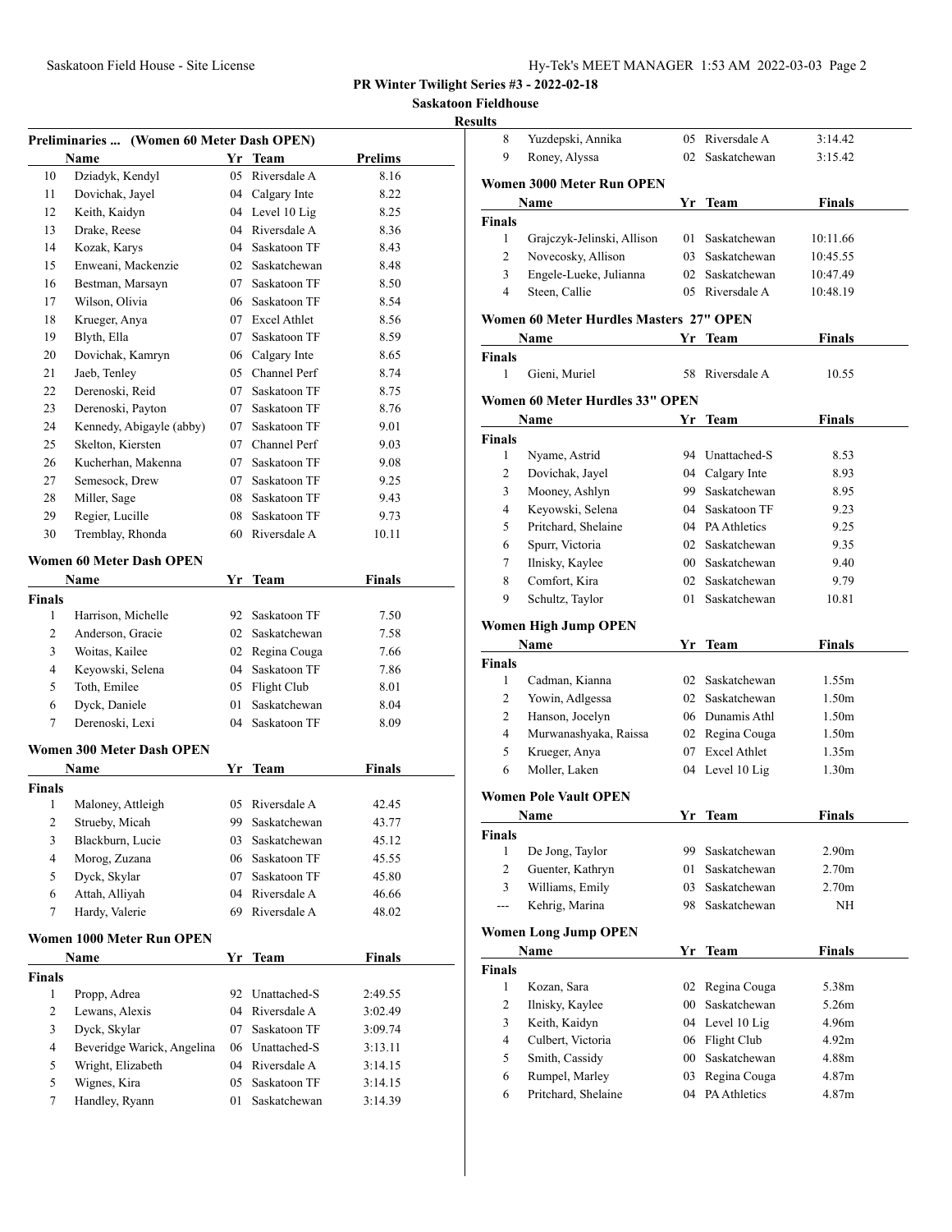PR Winter Twilight Series #3 - 2022-02-18

Saskatoon Fieldhouse

Results

### Preliminaries ... (Women 60 Meter Dash OPEN)

| | Name | Yr | Team | Prelims |
|---|---|---|---|---|
| 10 | Dziadyk, Kendyl | 05 | Riversdale A | 8.16 |
| 11 | Dovichak, Jayel | 04 | Calgary Inte | 8.22 |
| 12 | Keith, Kaidyn | 04 | Level 10 Lig | 8.25 |
| 13 | Drake, Reese | 04 | Riversdale A | 8.36 |
| 14 | Kozak, Karys | 04 | Saskatoon TF | 8.43 |
| 15 | Enweani, Mackenzie | 02 | Saskatchewan | 8.48 |
| 16 | Bestman, Marsayn | 07 | Saskatoon TF | 8.50 |
| 17 | Wilson, Olivia | 06 | Saskatoon TF | 8.54 |
| 18 | Krueger, Anya | 07 | Excel Athlet | 8.56 |
| 19 | Blyth, Ella | 07 | Saskatoon TF | 8.59 |
| 20 | Dovichak, Kamryn | 06 | Calgary Inte | 8.65 |
| 21 | Jaeb, Tenley | 05 | Channel Perf | 8.74 |
| 22 | Derenoski, Reid | 07 | Saskatoon TF | 8.75 |
| 23 | Derenoski, Payton | 07 | Saskatoon TF | 8.76 |
| 24 | Kennedy, Abigayle (abby) | 07 | Saskatoon TF | 9.01 |
| 25 | Skelton, Kiersten | 07 | Channel Perf | 9.03 |
| 26 | Kucherhan, Makenna | 07 | Saskatoon TF | 9.08 |
| 27 | Semesock, Drew | 07 | Saskatoon TF | 9.25 |
| 28 | Miller, Sage | 08 | Saskatoon TF | 9.43 |
| 29 | Regier, Lucille | 08 | Saskatoon TF | 9.73 |
| 30 | Tremblay, Rhonda | 60 | Riversdale A | 10.11 |

### Women 60 Meter Dash OPEN

| | Name | Yr | Team | Finals |
|---|---|---|---|---|
| **Finals** | | | | |
| 1 | Harrison, Michelle | 92 | Saskatoon TF | 7.50 |
| 2 | Anderson, Gracie | 02 | Saskatchewan | 7.58 |
| 3 | Woitas, Kailee | 02 | Regina Couga | 7.66 |
| 4 | Keyowski, Selena | 04 | Saskatoon TF | 7.86 |
| 5 | Toth, Emilee | 05 | Flight Club | 8.01 |
| 6 | Dyck, Daniele | 01 | Saskatchewan | 8.04 |
| 7 | Derenoski, Lexi | 04 | Saskatoon TF | 8.09 |

### Women 300 Meter Dash OPEN

| | Name | Yr | Team | Finals |
|---|---|---|---|---|
| **Finals** | | | | |
| 1 | Maloney, Attleigh | 05 | Riversdale A | 42.45 |
| 2 | Strueby, Micah | 99 | Saskatchewan | 43.77 |
| 3 | Blackburn, Lucie | 03 | Saskatchewan | 45.12 |
| 4 | Morog, Zuzana | 06 | Saskatoon TF | 45.55 |
| 5 | Dyck, Skylar | 07 | Saskatoon TF | 45.80 |
| 6 | Attah, Alliyah | 04 | Riversdale A | 46.66 |
| 7 | Hardy, Valerie | 69 | Riversdale A | 48.02 |

### Women 1000 Meter Run OPEN

| | Name | Yr | Team | Finals |
|---|---|---|---|---|
| **Finals** | | | | |
| 1 | Propp, Adrea | 92 | Unattached-S | 2:49.55 |
| 2 | Lewans, Alexis | 04 | Riversdale A | 3:02.49 |
| 3 | Dyck, Skylar | 07 | Saskatoon TF | 3:09.74 |
| 4 | Beveridge Warick, Angelina | 06 | Unattached-S | 3:13.11 |
| 5 | Wright, Elizabeth | 04 | Riversdale A | 3:14.15 |
| 5 | Wignes, Kira | 05 | Saskatoon TF | 3:14.15 |
| 7 | Handley, Ryann | 01 | Saskatchewan | 3:14.39 |
| 8 | Yuzdepski, Annika | 05 | Riversdale A | 3:14.42 |
| 9 | Roney, Alyssa | 02 | Saskatchewan | 3:15.42 |

### Women 3000 Meter Run OPEN

| | Name | Yr | Team | Finals |
|---|---|---|---|---|
| **Finals** | | | | |
| 1 | Grajczyk-Jelinski, Allison | 01 | Saskatchewan | 10:11.66 |
| 2 | Novecosky, Allison | 03 | Saskatchewan | 10:45.55 |
| 3 | Engele-Lueke, Julianna | 02 | Saskatchewan | 10:47.49 |
| 4 | Steen, Callie | 05 | Riversdale A | 10:48.19 |

### Women 60 Meter Hurdles Masters 27" OPEN

| | Name | Yr | Team | Finals |
|---|---|---|---|---|
| **Finals** | | | | |
| 1 | Gieni, Muriel | 58 | Riversdale A | 10.55 |

### Women 60 Meter Hurdles 33" OPEN

| | Name | Yr | Team | Finals |
|---|---|---|---|---|
| **Finals** | | | | |
| 1 | Nyame, Astrid | 94 | Unattached-S | 8.53 |
| 2 | Dovichak, Jayel | 04 | Calgary Inte | 8.93 |
| 3 | Mooney, Ashlyn | 99 | Saskatchewan | 8.95 |
| 4 | Keyowski, Selena | 04 | Saskatoon TF | 9.23 |
| 5 | Pritchard, Shelaine | 04 | PA Athletics | 9.25 |
| 6 | Spurr, Victoria | 02 | Saskatchewan | 9.35 |
| 7 | Ilnisky, Kaylee | 00 | Saskatchewan | 9.40 |
| 8 | Comfort, Kira | 02 | Saskatchewan | 9.79 |
| 9 | Schultz, Taylor | 01 | Saskatchewan | 10.81 |

### Women High Jump OPEN

| | Name | Yr | Team | Finals |
|---|---|---|---|---|
| **Finals** | | | | |
| 1 | Cadman, Kianna | 02 | Saskatchewan | 1.55m |
| 2 | Yowin, Adlgessa | 02 | Saskatchewan | 1.50m |
| 2 | Hanson, Jocelyn | 06 | Dunamis Athl | 1.50m |
| 4 | Murwanashyaka, Raissa | 02 | Regina Couga | 1.50m |
| 5 | Krueger, Anya | 07 | Excel Athlet | 1.35m |
| 6 | Moller, Laken | 04 | Level 10 Lig | 1.30m |

### Women Pole Vault OPEN

| | Name | Yr | Team | Finals |
|---|---|---|---|---|
| **Finals** | | | | |
| 1 | De Jong, Taylor | 99 | Saskatchewan | 2.90m |
| 2 | Guenter, Kathryn | 01 | Saskatchewan | 2.70m |
| 3 | Williams, Emily | 03 | Saskatchewan | 2.70m |
| --- | Kehrig, Marina | 98 | Saskatchewan | NH |

### Women Long Jump OPEN

| | Name | Yr | Team | Finals |
|---|---|---|---|---|
| **Finals** | | | | |
| 1 | Kozan, Sara | 02 | Regina Couga | 5.38m |
| 2 | Ilnisky, Kaylee | 00 | Saskatchewan | 5.26m |
| 3 | Keith, Kaidyn | 04 | Level 10 Lig | 4.96m |
| 4 | Culbert, Victoria | 06 | Flight Club | 4.92m |
| 5 | Smith, Cassidy | 00 | Saskatchewan | 4.88m |
| 6 | Rumpel, Marley | 03 | Regina Couga | 4.87m |
| 6 | Pritchard, Shelaine | 04 | PA Athletics | 4.87m |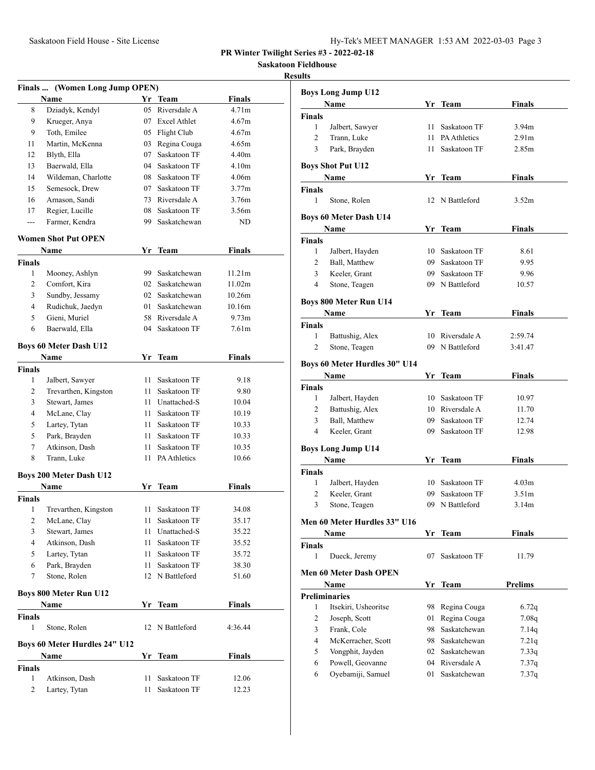# PR Winter Twilight Series #3 - 2022-02-18

## Saskatoon Fieldhouse

### Results

#### Finals ... (Women Long Jump OPEN)

| | Name | Yr | Team | Finals |
|---|---|---|---|---|
| 8 | Dziadyk, Kendyl | 05 | Riversdale A | 4.71m |
| 9 | Krueger, Anya | 07 | Excel Athlet | 4.67m |
| 9 | Toth, Emilee | 05 | Flight Club | 4.67m |
| 11 | Martin, McKenna | 03 | Regina Couga | 4.65m |
| 12 | Blyth, Ella | 07 | Saskatoon TF | 4.40m |
| 13 | Baerwald, Ella | 04 | Saskatoon TF | 4.10m |
| 14 | Wildeman, Charlotte | 08 | Saskatoon TF | 4.06m |
| 15 | Semesock, Drew | 07 | Saskatoon TF | 3.77m |
| 16 | Arnason, Sandi | 73 | Riversdale A | 3.76m |
| 17 | Regier, Lucille | 08 | Saskatoon TF | 3.56m |
| --- | Farmer, Kendra | 99 | Saskatchewan | ND |

#### Women Shot Put OPEN

| | Name | Yr | Team | Finals |
|---|---|---|---|---|
| **Finals** | | | | |
| 1 | Mooney, Ashlyn | 99 | Saskatchewan | 11.21m |
| 2 | Comfort, Kira | 02 | Saskatchewan | 11.02m |
| 3 | Sundby, Jessamy | 02 | Saskatchewan | 10.26m |
| 4 | Rudichuk, Jaedyn | 01 | Saskatchewan | 10.16m |
| 5 | Gieni, Muriel | 58 | Riversdale A | 9.73m |
| 6 | Baerwald, Ella | 04 | Saskatoon TF | 7.61m |

#### Boys 60 Meter Dash U12

| | Name | Yr | Team | Finals |
|---|---|---|---|---|
| **Finals** | | | | |
| 1 | Jalbert, Sawyer | 11 | Saskatoon TF | 9.18 |
| 2 | Trevarthen, Kingston | 11 | Saskatoon TF | 9.80 |
| 3 | Stewart, James | 11 | Unattached-S | 10.04 |
| 4 | McLane, Clay | 11 | Saskatoon TF | 10.19 |
| 5 | Lartey, Tytan | 11 | Saskatoon TF | 10.33 |
| 5 | Park, Brayden | 11 | Saskatoon TF | 10.33 |
| 7 | Atkinson, Dash | 11 | Saskatoon TF | 10.35 |
| 8 | Trann, Luke | 11 | PA Athletics | 10.66 |

#### Boys 200 Meter Dash U12

| | Name | Yr | Team | Finals |
|---|---|---|---|---|
| **Finals** | | | | |
| 1 | Trevarthen, Kingston | 11 | Saskatoon TF | 34.08 |
| 2 | McLane, Clay | 11 | Saskatoon TF | 35.17 |
| 3 | Stewart, James | 11 | Unattached-S | 35.22 |
| 4 | Atkinson, Dash | 11 | Saskatoon TF | 35.52 |
| 5 | Lartey, Tytan | 11 | Saskatoon TF | 35.72 |
| 6 | Park, Brayden | 11 | Saskatoon TF | 38.30 |
| 7 | Stone, Rolen | 12 | N Battleford | 51.60 |

#### Boys 800 Meter Run U12

| | Name | Yr | Team | Finals |
|---|---|---|---|---|
| **Finals** | | | | |
| 1 | Stone, Rolen | 12 | N Battleford | 4:36.44 |

#### Boys 60 Meter Hurdles 24" U12

| | Name | Yr | Team | Finals |
|---|---|---|---|---|
| **Finals** | | | | |
| 1 | Atkinson, Dash | 11 | Saskatoon TF | 12.06 |
| 2 | Lartey, Tytan | 11 | Saskatoon TF | 12.23 |

#### Boys Long Jump U12

| | Name | Yr | Team | Finals |
|---|---|---|---|---|
| **Finals** | | | | |
| 1 | Jalbert, Sawyer | 11 | Saskatoon TF | 3.94m |
| 2 | Trann, Luke | 11 | PA Athletics | 2.91m |
| 3 | Park, Brayden | 11 | Saskatoon TF | 2.85m |

#### Boys Shot Put U12

| | Name | Yr | Team | Finals |
|---|---|---|---|---|
| **Finals** | | | | |
| 1 | Stone, Rolen | 12 | N Battleford | 3.52m |

#### Boys 60 Meter Dash U14

| | Name | Yr | Team | Finals |
|---|---|---|---|---|
| **Finals** | | | | |
| 1 | Jalbert, Hayden | 10 | Saskatoon TF | 8.61 |
| 2 | Ball, Matthew | 09 | Saskatoon TF | 9.95 |
| 3 | Keeler, Grant | 09 | Saskatoon TF | 9.96 |
| 4 | Stone, Teagen | 09 | N Battleford | 10.57 |

#### Boys 800 Meter Run U14

| | Name | Yr | Team | Finals |
|---|---|---|---|---|
| **Finals** | | | | |
| 1 | Battushig, Alex | 10 | Riversdale A | 2:59.74 |
| 2 | Stone, Teagen | 09 | N Battleford | 3:41.47 |

#### Boys 60 Meter Hurdles 30" U14

| | Name | Yr | Team | Finals |
|---|---|---|---|---|
| **Finals** | | | | |
| 1 | Jalbert, Hayden | 10 | Saskatoon TF | 10.97 |
| 2 | Battushig, Alex | 10 | Riversdale A | 11.70 |
| 3 | Ball, Matthew | 09 | Saskatoon TF | 12.74 |
| 4 | Keeler, Grant | 09 | Saskatoon TF | 12.98 |

#### Boys Long Jump U14

| | Name | Yr | Team | Finals |
|---|---|---|---|---|
| **Finals** | | | | |
| 1 | Jalbert, Hayden | 10 | Saskatoon TF | 4.03m |
| 2 | Keeler, Grant | 09 | Saskatoon TF | 3.51m |
| 3 | Stone, Teagen | 09 | N Battleford | 3.14m |

#### Men 60 Meter Hurdles 33" U16

| | Name | Yr | Team | Finals |
|---|---|---|---|---|
| **Finals** | | | | |
| 1 | Dueck, Jeremy | 07 | Saskatoon TF | 11.79 |

#### Men 60 Meter Dash OPEN

| | Name | Yr | Team | Prelims |
|---|---|---|---|---|
| **Preliminaries** | | | | |
| 1 | Itsekiri, Usheoritse | 98 | Regina Couga | 6.72q |
| 2 | Joseph, Scott | 01 | Regina Couga | 7.08q |
| 3 | Frank, Cole | 98 | Saskatchewan | 7.14q |
| 4 | McKerracher, Scott | 98 | Saskatchewan | 7.21q |
| 5 | Vongphit, Jayden | 02 | Saskatchewan | 7.33q |
| 6 | Powell, Geovanne | 04 | Riversdale A | 7.37q |
| 6 | Oyebamiji, Samuel | 01 | Saskatchewan | 7.37q |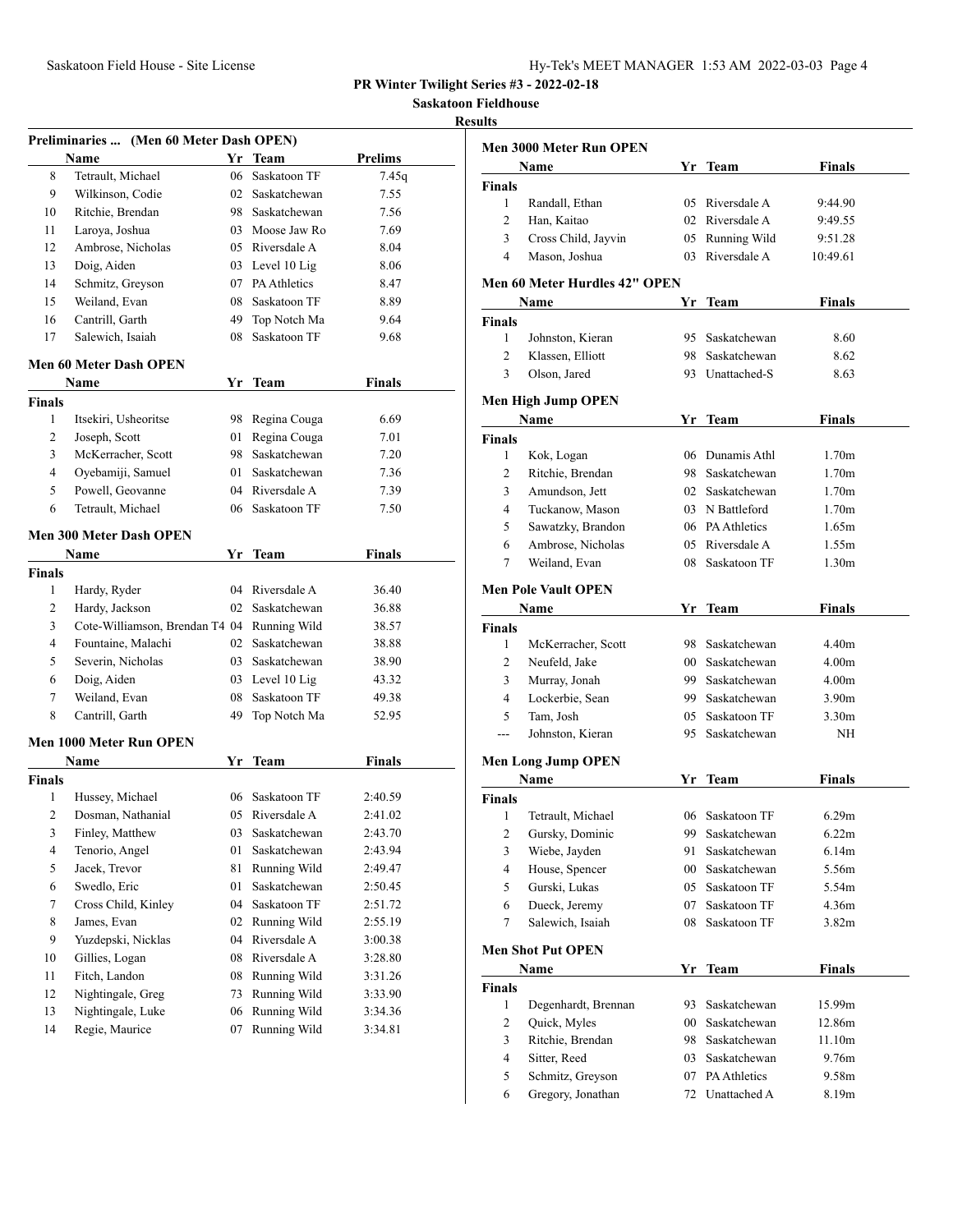PR Winter Twilight Series #3 - 2022-02-18

Saskatoon Fieldhouse

Results

**Preliminaries ... (Men 60 Meter Dash OPEN)**

| | Name | Yr | Team | Prelims |
|---|---|---|---|---|
| 8 | Tetrault, Michael | 06 | Saskatoon TF | 7.45q |
| 9 | Wilkinson, Codie | 02 | Saskatchewan | 7.55 |
| 10 | Ritchie, Brendan | 98 | Saskatchewan | 7.56 |
| 11 | Laroya, Joshua | 03 | Moose Jaw Ro | 7.69 |
| 12 | Ambrose, Nicholas | 05 | Riversdale A | 8.04 |
| 13 | Doig, Aiden | 03 | Level 10 Lig | 8.06 |
| 14 | Schmitz, Greyson | 07 | PA Athletics | 8.47 |
| 15 | Weiland, Evan | 08 | Saskatoon TF | 8.89 |
| 16 | Cantrill, Garth | 49 | Top Notch Ma | 9.64 |
| 17 | Salewich, Isaiah | 08 | Saskatoon TF | 9.68 |

**Men 60 Meter Dash OPEN**

| | Name | Yr | Team | Finals |
|---|---|---|---|---|
| **Finals** | | | | |
| 1 | Itsekiri, Usheoritse | 98 | Regina Couga | 6.69 |
| 2 | Joseph, Scott | 01 | Regina Couga | 7.01 |
| 3 | McKerracher, Scott | 98 | Saskatchewan | 7.20 |
| 4 | Oyebamiji, Samuel | 01 | Saskatchewan | 7.36 |
| 5 | Powell, Geovanne | 04 | Riversdale A | 7.39 |
| 6 | Tetrault, Michael | 06 | Saskatoon TF | 7.50 |

**Men 300 Meter Dash OPEN**

| | Name | Yr | Team | Finals |
|---|---|---|---|---|
| **Finals** | | | | |
| 1 | Hardy, Ryder | 04 | Riversdale A | 36.40 |
| 2 | Hardy, Jackson | 02 | Saskatchewan | 36.88 |
| 3 | Cote-Williamson, Brendan T4 | 04 | Running Wild | 38.57 |
| 4 | Fountaine, Malachi | 02 | Saskatchewan | 38.88 |
| 5 | Severin, Nicholas | 03 | Saskatchewan | 38.90 |
| 6 | Doig, Aiden | 03 | Level 10 Lig | 43.32 |
| 7 | Weiland, Evan | 08 | Saskatoon TF | 49.38 |
| 8 | Cantrill, Garth | 49 | Top Notch Ma | 52.95 |

**Men 1000 Meter Run OPEN**

| | Name | Yr | Team | Finals |
|---|---|---|---|---|
| **Finals** | | | | |
| 1 | Hussey, Michael | 06 | Saskatoon TF | 2:40.59 |
| 2 | Dosman, Nathanial | 05 | Riversdale A | 2:41.02 |
| 3 | Finley, Matthew | 03 | Saskatchewan | 2:43.70 |
| 4 | Tenorio, Angel | 01 | Saskatchewan | 2:43.94 |
| 5 | Jacek, Trevor | 81 | Running Wild | 2:49.47 |
| 6 | Swedlo, Eric | 01 | Saskatchewan | 2:50.45 |
| 7 | Cross Child, Kinley | 04 | Saskatoon TF | 2:51.72 |
| 8 | James, Evan | 02 | Running Wild | 2:55.19 |
| 9 | Yuzdepski, Nicklas | 04 | Riversdale A | 3:00.38 |
| 10 | Gillies, Logan | 08 | Riversdale A | 3:28.80 |
| 11 | Fitch, Landon | 08 | Running Wild | 3:31.26 |
| 12 | Nightingale, Greg | 73 | Running Wild | 3:33.90 |
| 13 | Nightingale, Luke | 06 | Running Wild | 3:34.36 |
| 14 | Regie, Maurice | 07 | Running Wild | 3:34.81 |

**Men 3000 Meter Run OPEN**

| | Name | Yr | Team | Finals |
|---|---|---|---|---|
| **Finals** | | | | |
| 1 | Randall, Ethan | 05 | Riversdale A | 9:44.90 |
| 2 | Han, Kaitao | 02 | Riversdale A | 9:49.55 |
| 3 | Cross Child, Jayvin | 05 | Running Wild | 9:51.28 |
| 4 | Mason, Joshua | 03 | Riversdale A | 10:49.61 |

**Men 60 Meter Hurdles 42" OPEN**

| | Name | Yr | Team | Finals |
|---|---|---|---|---|
| **Finals** | | | | |
| 1 | Johnston, Kieran | 95 | Saskatchewan | 8.60 |
| 2 | Klassen, Elliott | 98 | Saskatchewan | 8.62 |
| 3 | Olson, Jared | 93 | Unattached-S | 8.63 |

**Men High Jump OPEN**

| | Name | Yr | Team | Finals |
|---|---|---|---|---|
| **Finals** | | | | |
| 1 | Kok, Logan | 06 | Dunamis Athl | 1.70m |
| 2 | Ritchie, Brendan | 98 | Saskatchewan | 1.70m |
| 3 | Amundson, Jett | 02 | Saskatchewan | 1.70m |
| 4 | Tuckanow, Mason | 03 | N Battleford | 1.70m |
| 5 | Sawatzky, Brandon | 06 | PA Athletics | 1.65m |
| 6 | Ambrose, Nicholas | 05 | Riversdale A | 1.55m |
| 7 | Weiland, Evan | 08 | Saskatoon TF | 1.30m |

**Men Pole Vault OPEN**

| | Name | Yr | Team | Finals |
|---|---|---|---|---|
| **Finals** | | | | |
| 1 | McKerracher, Scott | 98 | Saskatchewan | 4.40m |
| 2 | Neufeld, Jake | 00 | Saskatchewan | 4.00m |
| 3 | Murray, Jonah | 99 | Saskatchewan | 4.00m |
| 4 | Lockerbie, Sean | 99 | Saskatchewan | 3.90m |
| 5 | Tam, Josh | 05 | Saskatoon TF | 3.30m |
| --- | Johnston, Kieran | 95 | Saskatchewan | NH |

**Men Long Jump OPEN**

| | Name | Yr | Team | Finals |
|---|---|---|---|---|
| **Finals** | | | | |
| 1 | Tetrault, Michael | 06 | Saskatoon TF | 6.29m |
| 2 | Gursky, Dominic | 99 | Saskatchewan | 6.22m |
| 3 | Wiebe, Jayden | 91 | Saskatchewan | 6.14m |
| 4 | House, Spencer | 00 | Saskatchewan | 5.56m |
| 5 | Gurski, Lukas | 05 | Saskatoon TF | 5.54m |
| 6 | Dueck, Jeremy | 07 | Saskatoon TF | 4.36m |
| 7 | Salewich, Isaiah | 08 | Saskatoon TF | 3.82m |

**Men Shot Put OPEN**

| | Name | Yr | Team | Finals |
|---|---|---|---|---|
| **Finals** | | | | |
| 1 | Degenhardt, Brennan | 93 | Saskatchewan | 15.99m |
| 2 | Quick, Myles | 00 | Saskatchewan | 12.86m |
| 3 | Ritchie, Brendan | 98 | Saskatchewan | 11.10m |
| 4 | Sitter, Reed | 03 | Saskatchewan | 9.76m |
| 5 | Schmitz, Greyson | 07 | PA Athletics | 9.58m |
| 6 | Gregory, Jonathan | 72 | Unattached A | 8.19m |